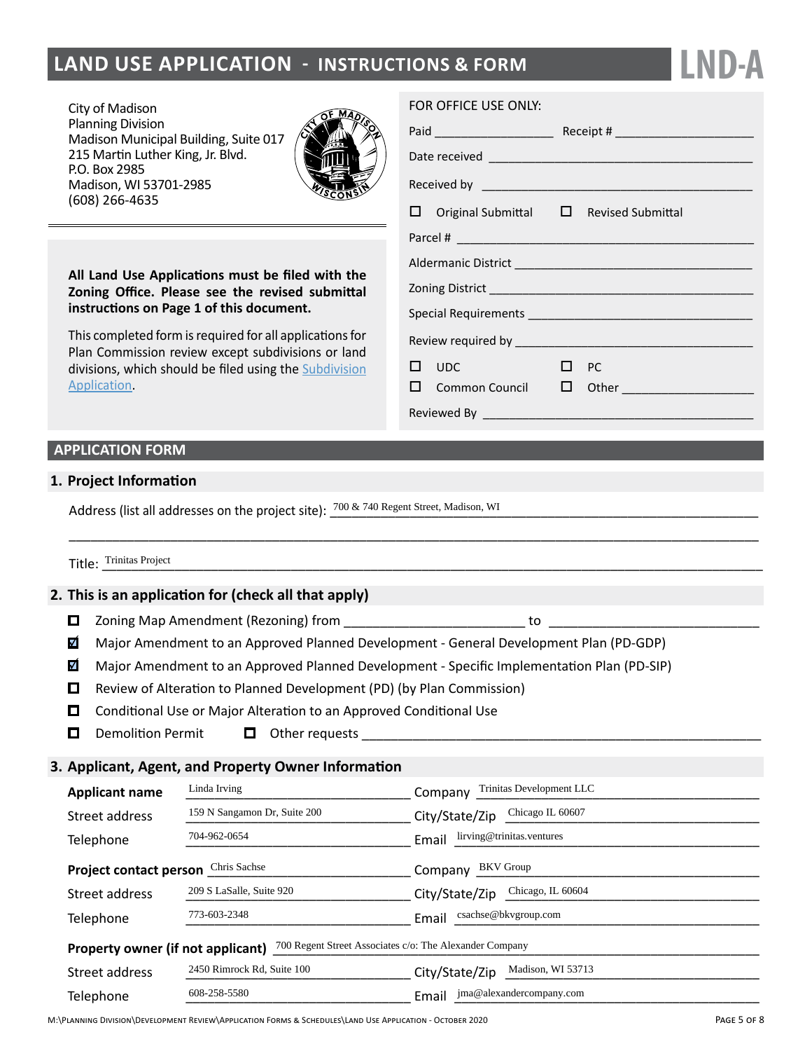# LAND USE APPLICATION - INSTRUCTIONS & FORM

**LND-A**

City of Madison
Planning Division
Madison Municipal Building, Suite 017
215 Martin Luther King, Jr. Blvd.
P.O. Box 2985
Madison, WI 53701-2985
(608) 266-4635

**All Land Use Applications must be filed with the Zoning Office. Please see the revised submittal instructions on Page 1 of this document.**

This completed form is required for all applications for Plan Commission review except subdivisions or land divisions, which should be filed using the Subdivision Application.

FOR OFFICE USE ONLY:

Paid ________________ Receipt # ____________________

Date received ____________________________________

Received by _____________________________________

☐ Original Submittal ☐ Revised Submittal

Parcel # ________________________________________

Aldermanic District _______________________________

Zoning District ___________________________________

Special Requirements _____________________________

Review required by _______________________________

☐ UDC ☐ PC

☐ Common Council ☐ Other ___________________

Reviewed By _____________________________________

## APPLICATION FORM

### 1. Project Information

Address (list all addresses on the project site): 700 & 740 Regent Street, Madison, WI

Title: Trinitas Project

### 2. This is an application for (check all that apply)

- ☐ Zoning Map Amendment (Rezoning) from ________________ to ____________________
- ☑ Major Amendment to an Approved Planned Development - General Development Plan (PD-GDP)
- ☑ Major Amendment to an Approved Planned Development - Specific Implementation Plan (PD-SIP)
- ☐ Review of Alteration to Planned Development (PD) (by Plan Commission)
- ☐ Conditional Use or Major Alteration to an Approved Conditional Use
- ☐ Demolition Permit ☐ Other requests ________________________________

### 3. Applicant, Agent, and Property Owner Information

**Applicant name** Linda Irving — Company Trinitas Development LLC

Street address 159 N Sangamon Dr, Suite 200 — City/State/Zip Chicago IL 60607

Telephone 704-962-0654 — Email lirving@trinitas.ventures

**Project contact person** Chris Sachse — Company BKV Group

Street address 209 S LaSalle, Suite 920 — City/State/Zip Chicago, IL 60604

Telephone 773-603-2348 — Email csachse@bkvgroup.com

**Property owner (if not applicant)** 700 Regent Street Associates c/o: The Alexander Company

Street address 2450 Rimrock Rd, Suite 100 — City/State/Zip Madison, WI 53713

Telephone 608-258-5580 — Email jma@alexandercompany.com

M:\Planning Division\Development Review\Application Forms & Schedules\Land Use Application - October 2020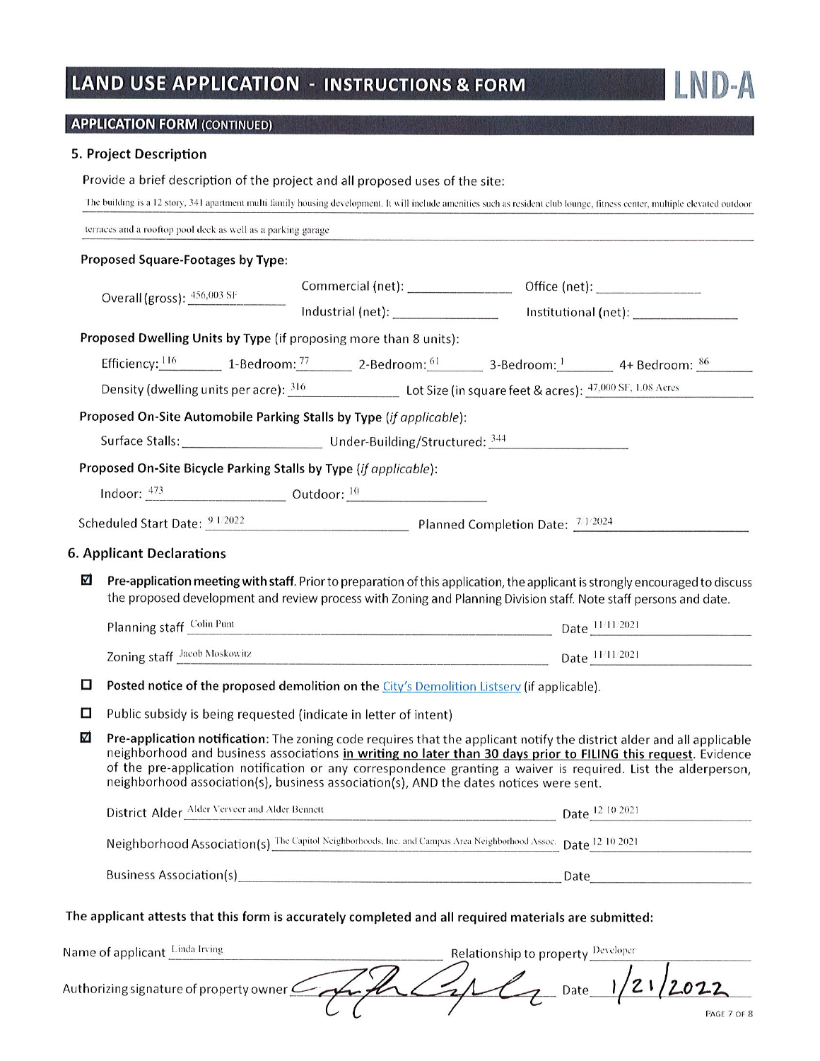# LAND USE APPLICATION - INSTRUCTIONS & FORM

**LND-A**

## APPLICATION FORM (CONTINUED)

### 5. Project Description

Provide a brief description of the project and all proposed uses of the site:

The building is a 12 story, 341 apartment multi family housing development. It will include amenities such as resident club lounge, fitness center, multiple elevated outdoor terraces and a rooftop pool deck as well as a parking garage

**Proposed Square-Footages by Type:**

Overall (gross): 456,003 SF

Commercial (net): ______ Office (net): ______

Industrial (net): ______ Institutional (net): ______

**Proposed Dwelling Units by Type** (if proposing more than 8 units):

Efficiency: 116 1-Bedroom: 77 2-Bedroom: 61 3-Bedroom: 1 4+ Bedroom: 86

Density (dwelling units per acre): 316 Lot Size (in square feet & acres): 47,000 SF, 1.08 Acres

**Proposed On-Site Automobile Parking Stalls by Type** (*if applicable*):

Surface Stalls: ______ Under-Building/Structured: 344

**Proposed On-Site Bicycle Parking Stalls by Type** (*if applicable*):

Indoor: 473 Outdoor: 10

Scheduled Start Date: 9/1/2022 Planned Completion Date: 7/1/2024

### 6. Applicant Declarations

☑ **Pre-application meeting with staff.** Prior to preparation of this application, the applicant is strongly encouraged to discuss the proposed development and review process with Zoning and Planning Division staff. Note staff persons and date.

Planning staff Colin Punt Date 11/11/2021

Zoning staff Jacob Moskowitz Date 11/11/2021

☐ **Posted notice of the proposed demolition on the** City's Demolition Listserv (if applicable).

☐ Public subsidy is being requested (indicate in letter of intent)

☑ **Pre-application notification**: The zoning code requires that the applicant notify the district alder and all applicable neighborhood and business associations **in writing no later than 30 days prior to FILING this request**. Evidence of the pre-application notification or any correspondence granting a waiver is required. List the alderperson, neighborhood association(s), business association(s), AND the dates notices were sent.

District Alder Alder Verveer and Alder Bennett Date 12/10/2021

Neighborhood Association(s) The Capitol Neighborhoods, Inc. and Campus Area Neighborhood Assoc. Date 12/10/2021

Business Association(s) ______ Date ______

**The applicant attests that this form is accurately completed and all required materials are submitted:**

Name of applicant Linda Irving Relationship to property Developer

Authorizing signature of property owner [signature] Date 1/21/2022